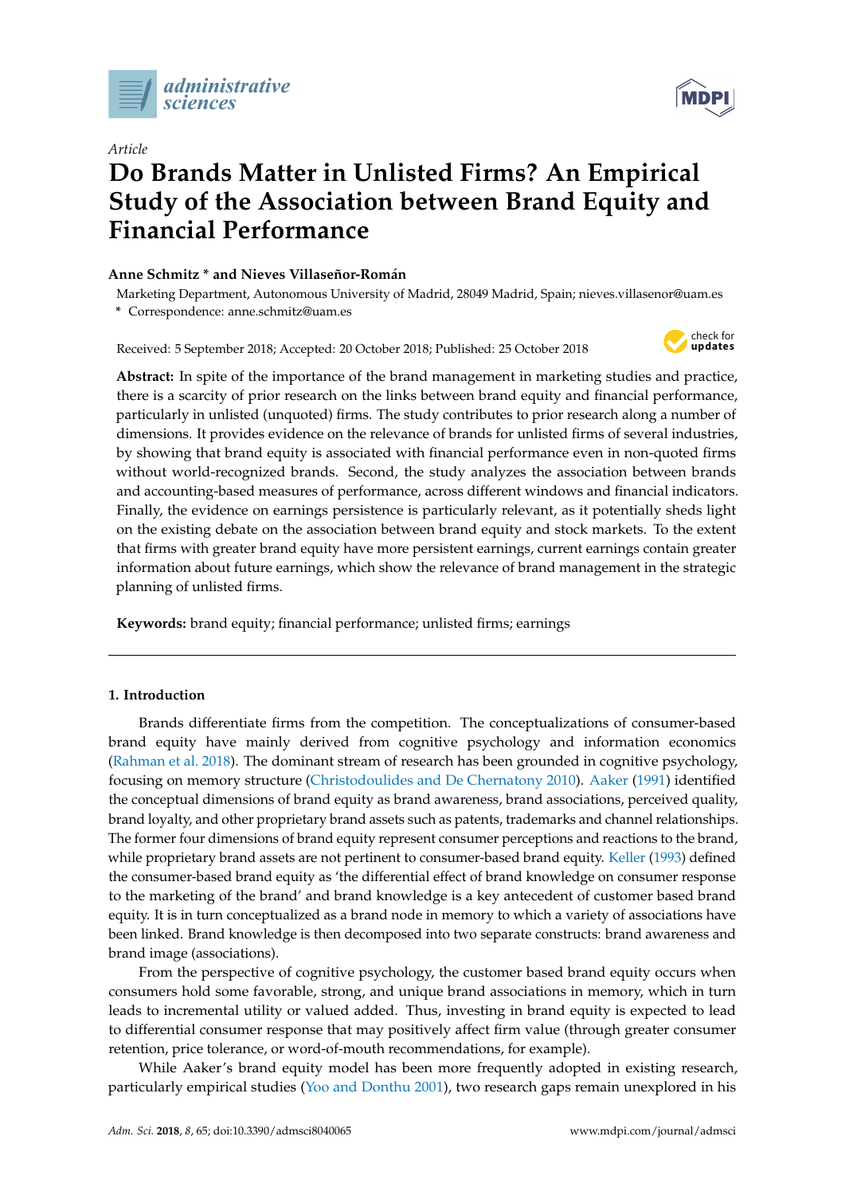Article

# Do Brands Matter in Unlisted Firms? An Empirical Study of the Association between Brand Equity and Financial Performance

**Anne Schmitz * and Nieves Villaseñor-Román**

Marketing Department, Autonomous University of Madrid, 28049 Madrid, Spain; nieves.villasenor@uam.es

* Correspondence: anne.schmitz@uam.es

Received: 5 September 2018; Accepted: 20 October 2018; Published: 25 October 2018

**Abstract:** In spite of the importance of the brand management in marketing studies and practice, there is a scarcity of prior research on the links between brand equity and financial performance, particularly in unlisted (unquoted) firms. The study contributes to prior research along a number of dimensions. It provides evidence on the relevance of brands for unlisted firms of several industries, by showing that brand equity is associated with financial performance even in non-quoted firms without world-recognized brands. Second, the study analyzes the association between brands and accounting-based measures of performance, across different windows and financial indicators. Finally, the evidence on earnings persistence is particularly relevant, as it potentially sheds light on the existing debate on the association between brand equity and stock markets. To the extent that firms with greater brand equity have more persistent earnings, current earnings contain greater information about future earnings, which show the relevance of brand management in the strategic planning of unlisted firms.

**Keywords:** brand equity; financial performance; unlisted firms; earnings

## 1. Introduction

Brands differentiate firms from the competition. The conceptualizations of consumer-based brand equity have mainly derived from cognitive psychology and information economics (Rahman et al. 2018). The dominant stream of research has been grounded in cognitive psychology, focusing on memory structure (Christodoulides and De Chernatony 2010). Aaker (1991) identified the conceptual dimensions of brand equity as brand awareness, brand associations, perceived quality, brand loyalty, and other proprietary brand assets such as patents, trademarks and channel relationships. The former four dimensions of brand equity represent consumer perceptions and reactions to the brand, while proprietary brand assets are not pertinent to consumer-based brand equity. Keller (1993) defined the consumer-based brand equity as 'the differential effect of brand knowledge on consumer response to the marketing of the brand' and brand knowledge is a key antecedent of customer based brand equity. It is in turn conceptualized as a brand node in memory to which a variety of associations have been linked. Brand knowledge is then decomposed into two separate constructs: brand awareness and brand image (associations).

From the perspective of cognitive psychology, the customer based brand equity occurs when consumers hold some favorable, strong, and unique brand associations in memory, which in turn leads to incremental utility or valued added. Thus, investing in brand equity is expected to lead to differential consumer response that may positively affect firm value (through greater consumer retention, price tolerance, or word-of-mouth recommendations, for example).

While Aaker's brand equity model has been more frequently adopted in existing research, particularly empirical studies (Yoo and Donthu 2001), two research gaps remain unexplored in his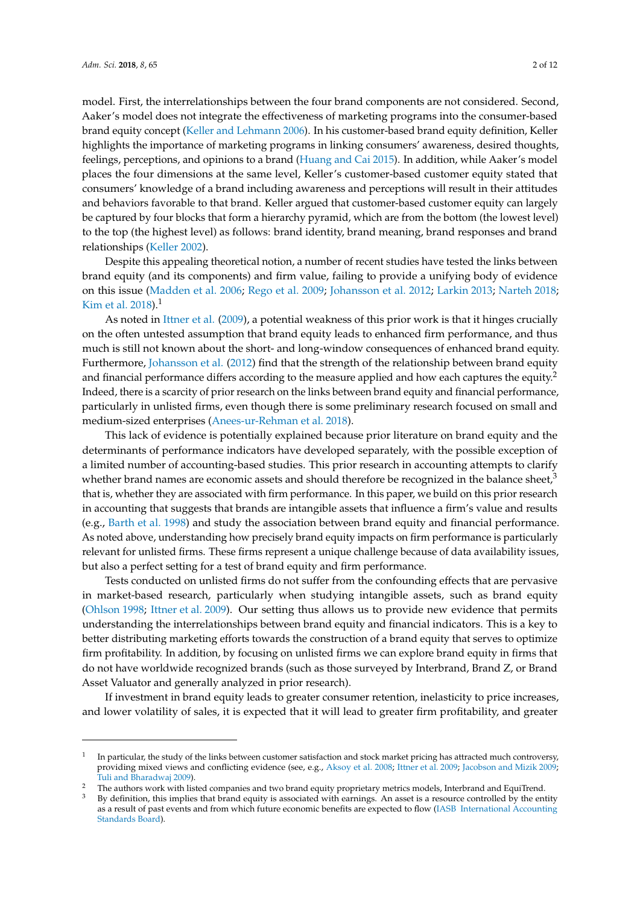model. First, the interrelationships between the four brand components are not considered. Second, Aaker's model does not integrate the effectiveness of marketing programs into the consumer-based brand equity concept (Keller and Lehmann 2006). In his customer-based brand equity definition, Keller highlights the importance of marketing programs in linking consumers' awareness, desired thoughts, feelings, perceptions, and opinions to a brand (Huang and Cai 2015). In addition, while Aaker's model places the four dimensions at the same level, Keller's customer-based customer equity stated that consumers' knowledge of a brand including awareness and perceptions will result in their attitudes and behaviors favorable to that brand. Keller argued that customer-based customer equity can largely be captured by four blocks that form a hierarchy pyramid, which are from the bottom (the lowest level) to the top (the highest level) as follows: brand identity, brand meaning, brand responses and brand relationships (Keller 2002).

Despite this appealing theoretical notion, a number of recent studies have tested the links between brand equity (and its components) and firm value, failing to provide a unifying body of evidence on this issue (Madden et al. 2006; Rego et al. 2009; Johansson et al. 2012; Larkin 2013; Narteh 2018; Kim et al. 2018).[1]

As noted in Ittner et al. (2009), a potential weakness of this prior work is that it hinges crucially on the often untested assumption that brand equity leads to enhanced firm performance, and thus much is still not known about the short- and long-window consequences of enhanced brand equity. Furthermore, Johansson et al. (2012) find that the strength of the relationship between brand equity and financial performance differs according to the measure applied and how each captures the equity.[2] Indeed, there is a scarcity of prior research on the links between brand equity and financial performance, particularly in unlisted firms, even though there is some preliminary research focused on small and medium-sized enterprises (Anees-ur-Rehman et al. 2018).

This lack of evidence is potentially explained because prior literature on brand equity and the determinants of performance indicators have developed separately, with the possible exception of a limited number of accounting-based studies. This prior research in accounting attempts to clarify whether brand names are economic assets and should therefore be recognized in the balance sheet,[3] that is, whether they are associated with firm performance. In this paper, we build on this prior research in accounting that suggests that brands are intangible assets that influence a firm's value and results (e.g., Barth et al. 1998) and study the association between brand equity and financial performance. As noted above, understanding how precisely brand equity impacts on firm performance is particularly relevant for unlisted firms. These firms represent a unique challenge because of data availability issues, but also a perfect setting for a test of brand equity and firm performance.

Tests conducted on unlisted firms do not suffer from the confounding effects that are pervasive in market-based research, particularly when studying intangible assets, such as brand equity (Ohlson 1998; Ittner et al. 2009). Our setting thus allows us to provide new evidence that permits understanding the interrelationships between brand equity and financial indicators. This is a key to better distributing marketing efforts towards the construction of a brand equity that serves to optimize firm profitability. In addition, by focusing on unlisted firms we can explore brand equity in firms that do not have worldwide recognized brands (such as those surveyed by Interbrand, Brand Z, or Brand Asset Valuator and generally analyzed in prior research).

If investment in brand equity leads to greater consumer retention, inelasticity to price increases, and lower volatility of sales, it is expected that it will lead to greater firm profitability, and greater

---

[1] In particular, the study of the links between customer satisfaction and stock market pricing has attracted much controversy, providing mixed views and conflicting evidence (see, e.g., Aksoy et al. 2008; Ittner et al. 2009; Jacobson and Mizik 2009; Tuli and Bharadwaj 2009).

[2] The authors work with listed companies and two brand equity proprietary metrics models, Interbrand and EquiTrend.

[3] By definition, this implies that brand equity is associated with earnings. An asset is a resource controlled by the entity as a result of past events and from which future economic benefits are expected to flow (IASB International Accounting Standards Board).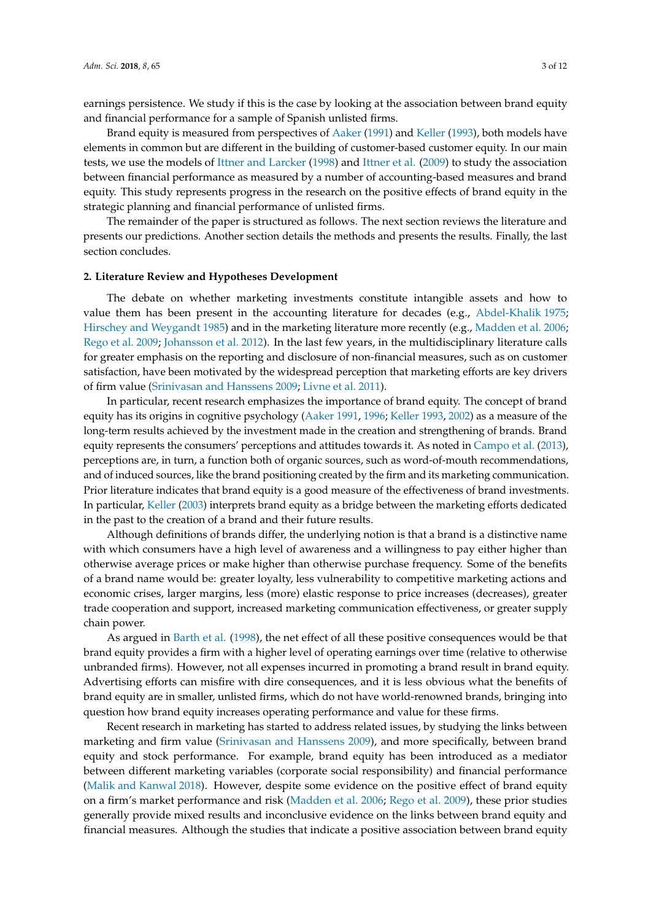earnings persistence. We study if this is the case by looking at the association between brand equity and financial performance for a sample of Spanish unlisted firms.

Brand equity is measured from perspectives of Aaker (1991) and Keller (1993), both models have elements in common but are different in the building of customer-based customer equity. In our main tests, we use the models of Ittner and Larcker (1998) and Ittner et al. (2009) to study the association between financial performance as measured by a number of accounting-based measures and brand equity. This study represents progress in the research on the positive effects of brand equity in the strategic planning and financial performance of unlisted firms.

The remainder of the paper is structured as follows. The next section reviews the literature and presents our predictions. Another section details the methods and presents the results. Finally, the last section concludes.

## 2. Literature Review and Hypotheses Development

The debate on whether marketing investments constitute intangible assets and how to value them has been present in the accounting literature for decades (e.g., Abdel-Khalik 1975; Hirschey and Weygandt 1985) and in the marketing literature more recently (e.g., Madden et al. 2006; Rego et al. 2009; Johansson et al. 2012). In the last few years, in the multidisciplinary literature calls for greater emphasis on the reporting and disclosure of non-financial measures, such as on customer satisfaction, have been motivated by the widespread perception that marketing efforts are key drivers of firm value (Srinivasan and Hanssens 2009; Livne et al. 2011).

In particular, recent research emphasizes the importance of brand equity. The concept of brand equity has its origins in cognitive psychology (Aaker 1991, 1996; Keller 1993, 2002) as a measure of the long-term results achieved by the investment made in the creation and strengthening of brands. Brand equity represents the consumers' perceptions and attitudes towards it. As noted in Campo et al. (2013), perceptions are, in turn, a function both of organic sources, such as word-of-mouth recommendations, and of induced sources, like the brand positioning created by the firm and its marketing communication. Prior literature indicates that brand equity is a good measure of the effectiveness of brand investments. In particular, Keller (2003) interprets brand equity as a bridge between the marketing efforts dedicated in the past to the creation of a brand and their future results.

Although definitions of brands differ, the underlying notion is that a brand is a distinctive name with which consumers have a high level of awareness and a willingness to pay either higher than otherwise average prices or make higher than otherwise purchase frequency. Some of the benefits of a brand name would be: greater loyalty, less vulnerability to competitive marketing actions and economic crises, larger margins, less (more) elastic response to price increases (decreases), greater trade cooperation and support, increased marketing communication effectiveness, or greater supply chain power.

As argued in Barth et al. (1998), the net effect of all these positive consequences would be that brand equity provides a firm with a higher level of operating earnings over time (relative to otherwise unbranded firms). However, not all expenses incurred in promoting a brand result in brand equity. Advertising efforts can misfire with dire consequences, and it is less obvious what the benefits of brand equity are in smaller, unlisted firms, which do not have world-renowned brands, bringing into question how brand equity increases operating performance and value for these firms.

Recent research in marketing has started to address related issues, by studying the links between marketing and firm value (Srinivasan and Hanssens 2009), and more specifically, between brand equity and stock performance. For example, brand equity has been introduced as a mediator between different marketing variables (corporate social responsibility) and financial performance (Malik and Kanwal 2018). However, despite some evidence on the positive effect of brand equity on a firm's market performance and risk (Madden et al. 2006; Rego et al. 2009), these prior studies generally provide mixed results and inconclusive evidence on the links between brand equity and financial measures. Although the studies that indicate a positive association between brand equity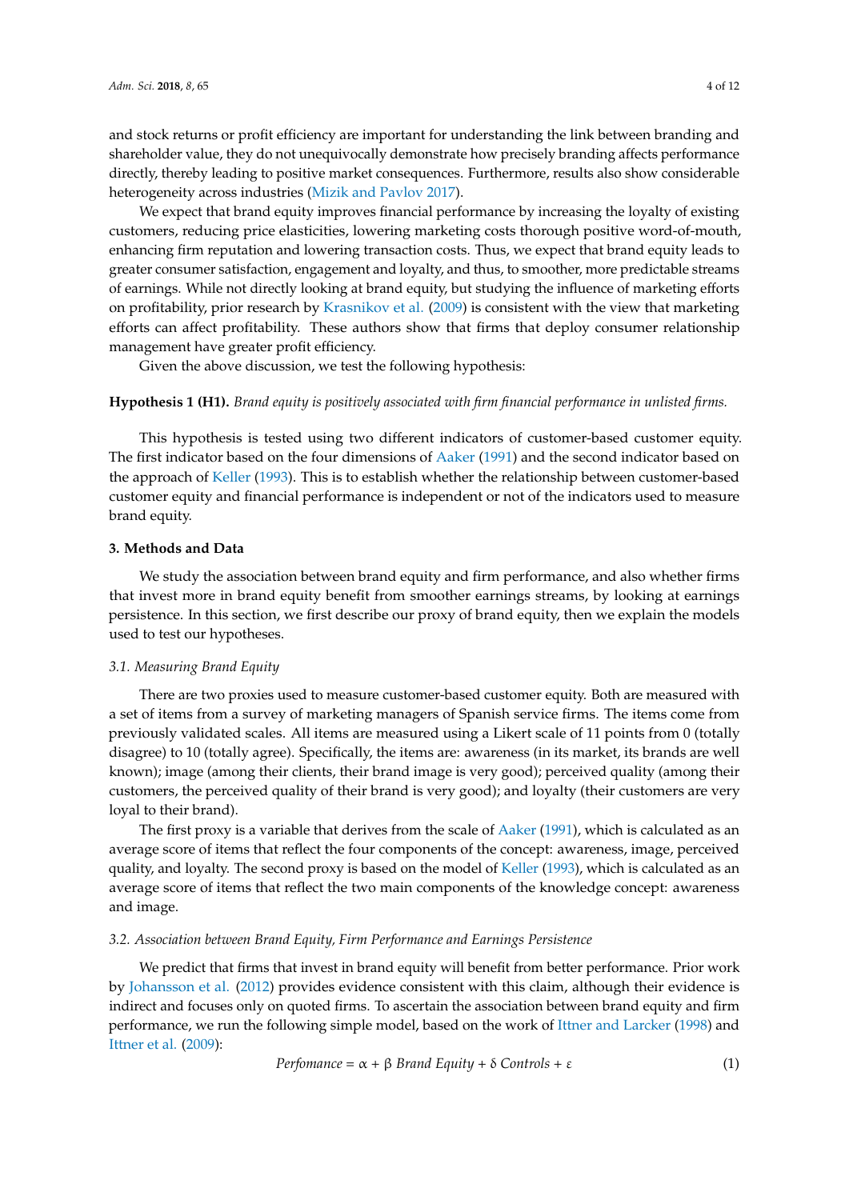and stock returns or profit efficiency are important for understanding the link between branding and shareholder value, they do not unequivocally demonstrate how precisely branding affects performance directly, thereby leading to positive market consequences. Furthermore, results also show considerable heterogeneity across industries (Mizik and Pavlov 2017).

We expect that brand equity improves financial performance by increasing the loyalty of existing customers, reducing price elasticities, lowering marketing costs thorough positive word-of-mouth, enhancing firm reputation and lowering transaction costs. Thus, we expect that brand equity leads to greater consumer satisfaction, engagement and loyalty, and thus, to smoother, more predictable streams of earnings. While not directly looking at brand equity, but studying the influence of marketing efforts on profitability, prior research by Krasnikov et al. (2009) is consistent with the view that marketing efforts can affect profitability. These authors show that firms that deploy consumer relationship management have greater profit efficiency.

Given the above discussion, we test the following hypothesis:

**Hypothesis 1 (H1).** *Brand equity is positively associated with firm financial performance in unlisted firms.*

This hypothesis is tested using two different indicators of customer-based customer equity. The first indicator based on the four dimensions of Aaker (1991) and the second indicator based on the approach of Keller (1993). This is to establish whether the relationship between customer-based customer equity and financial performance is independent or not of the indicators used to measure brand equity.

## 3. Methods and Data

We study the association between brand equity and firm performance, and also whether firms that invest more in brand equity benefit from smoother earnings streams, by looking at earnings persistence. In this section, we first describe our proxy of brand equity, then we explain the models used to test our hypotheses.

### 3.1. Measuring Brand Equity

There are two proxies used to measure customer-based customer equity. Both are measured with a set of items from a survey of marketing managers of Spanish service firms. The items come from previously validated scales. All items are measured using a Likert scale of 11 points from 0 (totally disagree) to 10 (totally agree). Specifically, the items are: awareness (in its market, its brands are well known); image (among their clients, their brand image is very good); perceived quality (among their customers, the perceived quality of their brand is very good); and loyalty (their customers are very loyal to their brand).

The first proxy is a variable that derives from the scale of Aaker (1991), which is calculated as an average score of items that reflect the four components of the concept: awareness, image, perceived quality, and loyalty. The second proxy is based on the model of Keller (1993), which is calculated as an average score of items that reflect the two main components of the knowledge concept: awareness and image.

### 3.2. Association between Brand Equity, Firm Performance and Earnings Persistence

We predict that firms that invest in brand equity will benefit from better performance. Prior work by Johansson et al. (2012) provides evidence consistent with this claim, although their evidence is indirect and focuses only on quoted firms. To ascertain the association between brand equity and firm performance, we run the following simple model, based on the work of Ittner and Larcker (1998) and Ittner et al. (2009):

$$Perfomance = \alpha + \beta\ Brand\ Equity + \delta\ Controls + \varepsilon \quad (1)$$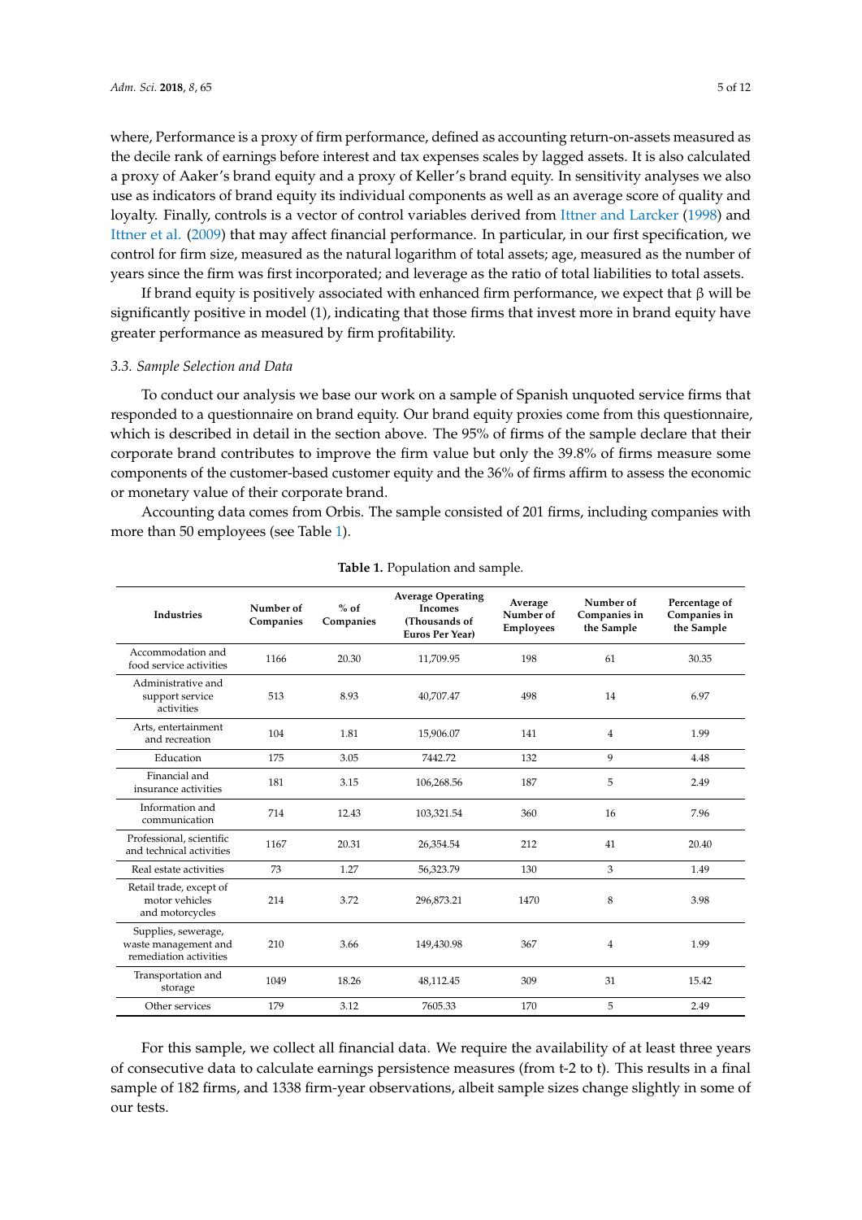where, Performance is a proxy of firm performance, defined as accounting return-on-assets measured as the decile rank of earnings before interest and tax expenses scales by lagged assets. It is also calculated a proxy of Aaker's brand equity and a proxy of Keller's brand equity. In sensitivity analyses we also use as indicators of brand equity its individual components as well as an average score of quality and loyalty. Finally, controls is a vector of control variables derived from Ittner and Larcker (1998) and Ittner et al. (2009) that may affect financial performance. In particular, in our first specification, we control for firm size, measured as the natural logarithm of total assets; age, measured as the number of years since the firm was first incorporated; and leverage as the ratio of total liabilities to total assets.

If brand equity is positively associated with enhanced firm performance, we expect that β will be significantly positive in model (1), indicating that those firms that invest more in brand equity have greater performance as measured by firm profitability.

### 3.3. Sample Selection and Data

To conduct our analysis we base our work on a sample of Spanish unquoted service firms that responded to a questionnaire on brand equity. Our brand equity proxies come from this questionnaire, which is described in detail in the section above. The 95% of firms of the sample declare that their corporate brand contributes to improve the firm value but only the 39.8% of firms measure some components of the customer-based customer equity and the 36% of firms affirm to assess the economic or monetary value of their corporate brand.

Accounting data comes from Orbis. The sample consisted of 201 firms, including companies with more than 50 employees (see Table 1).

**Table 1.** Population and sample.

| Industries | Number of Companies | % of Companies | Average Operating Incomes (Thousands of Euros Per Year) | Average Number of Employees | Number of Companies in the Sample | Percentage of Companies in the Sample |
|---|---|---|---|---|---|---|
| Accommodation and food service activities | 1166 | 20.30 | 11,709.95 | 198 | 61 | 30.35 |
| Administrative and support service activities | 513 | 8.93 | 40,707.47 | 498 | 14 | 6.97 |
| Arts, entertainment and recreation | 104 | 1.81 | 15,906.07 | 141 | 4 | 1.99 |
| Education | 175 | 3.05 | 7442.72 | 132 | 9 | 4.48 |
| Financial and insurance activities | 181 | 3.15 | 106,268.56 | 187 | 5 | 2.49 |
| Information and communication | 714 | 12.43 | 103,321.54 | 360 | 16 | 7.96 |
| Professional, scientific and technical activities | 1167 | 20.31 | 26,354.54 | 212 | 41 | 20.40 |
| Real estate activities | 73 | 1.27 | 56,323.79 | 130 | 3 | 1.49 |
| Retail trade, except of motor vehicles and motorcycles | 214 | 3.72 | 296,873.21 | 1470 | 8 | 3.98 |
| Supplies, sewerage, waste management and remediation activities | 210 | 3.66 | 149,430.98 | 367 | 4 | 1.99 |
| Transportation and storage | 1049 | 18.26 | 48,112.45 | 309 | 31 | 15.42 |
| Other services | 179 | 3.12 | 7605.33 | 170 | 5 | 2.49 |

For this sample, we collect all financial data. We require the availability of at least three years of consecutive data to calculate earnings persistence measures (from t-2 to t). This results in a final sample of 182 firms, and 1338 firm-year observations, albeit sample sizes change slightly in some of our tests.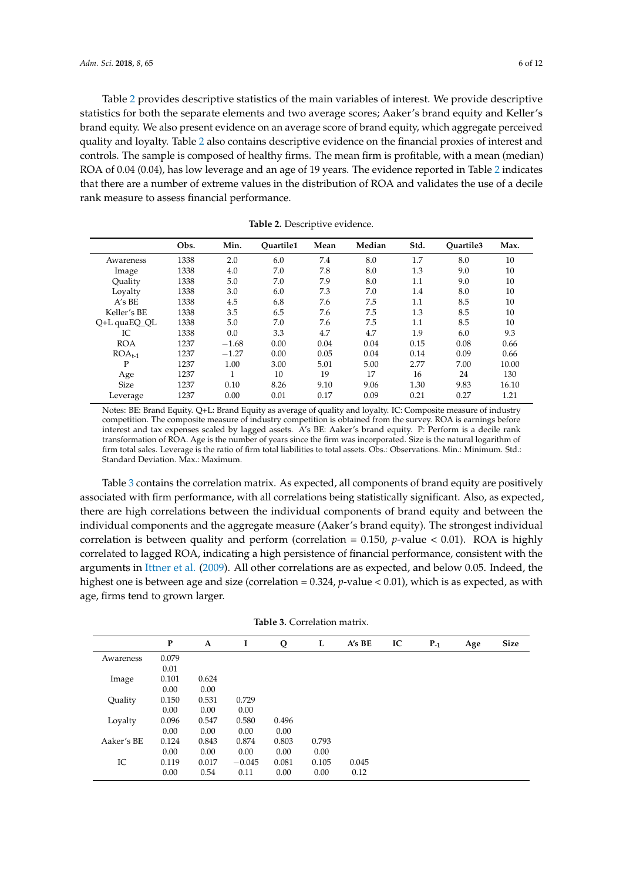Table 2 provides descriptive statistics of the main variables of interest. We provide descriptive statistics for both the separate elements and two average scores; Aaker's brand equity and Keller's brand equity. We also present evidence on an average score of brand equity, which aggregate perceived quality and loyalty. Table 2 also contains descriptive evidence on the financial proxies of interest and controls. The sample is composed of healthy firms. The mean firm is profitable, with a mean (median) ROA of 0.04 (0.04), has low leverage and an age of 19 years. The evidence reported in Table 2 indicates that there are a number of extreme values in the distribution of ROA and validates the use of a decile rank measure to assess financial performance.

**Table 2.** Descriptive evidence.

| | Obs. | Min. | Quartile1 | Mean | Median | Std. | Quartile3 | Max. |
|---|---|---|---|---|---|---|---|---|
| Awareness | 1338 | 2.0 | 6.0 | 7.4 | 8.0 | 1.7 | 8.0 | 10 |
| Image | 1338 | 4.0 | 7.0 | 7.8 | 8.0 | 1.3 | 9.0 | 10 |
| Quality | 1338 | 5.0 | 7.0 | 7.9 | 8.0 | 1.1 | 9.0 | 10 |
| Loyalty | 1338 | 3.0 | 6.0 | 7.3 | 7.0 | 1.4 | 8.0 | 10 |
| A's BE | 1338 | 4.5 | 6.8 | 7.6 | 7.5 | 1.1 | 8.5 | 10 |
| Keller's BE | 1338 | 3.5 | 6.5 | 7.6 | 7.5 | 1.3 | 8.5 | 10 |
| Q+L quaEQ_QL | 1338 | 5.0 | 7.0 | 7.6 | 7.5 | 1.1 | 8.5 | 10 |
| IC | 1338 | 0.0 | 3.3 | 4.7 | 4.7 | 1.9 | 6.0 | 9.3 |
| ROA | 1237 | −1.68 | 0.00 | 0.04 | 0.04 | 0.15 | 0.08 | 0.66 |
| $ROA_{t\text{-}1}$ | 1237 | −1.27 | 0.00 | 0.05 | 0.04 | 0.14 | 0.09 | 0.66 |
| P | 1237 | 1.00 | 3.00 | 5.01 | 5.00 | 2.77 | 7.00 | 10.00 |
| Age | 1237 | 1 | 10 | 19 | 17 | 16 | 24 | 130 |
| Size | 1237 | 0.10 | 8.26 | 9.10 | 9.06 | 1.30 | 9.83 | 16.10 |
| Leverage | 1237 | 0.00 | 0.01 | 0.17 | 0.09 | 0.21 | 0.27 | 1.21 |

Notes: BE: Brand Equity. Q+L: Brand Equity as average of quality and loyalty. IC: Composite measure of industry competition. The composite measure of industry competition is obtained from the survey. ROA is earnings before interest and tax expenses scaled by lagged assets. A's BE: Aaker's brand equity. P: Perform is a decile rank transformation of ROA. Age is the number of years since the firm was incorporated. Size is the natural logarithm of firm total sales. Leverage is the ratio of firm total liabilities to total assets. Obs.: Observations. Min.: Minimum. Std.: Standard Deviation. Max.: Maximum.

Table 3 contains the correlation matrix. As expected, all components of brand equity are positively associated with firm performance, with all correlations being statistically significant. Also, as expected, there are high correlations between the individual components of brand equity and between the individual components and the aggregate measure (Aaker's brand equity). The strongest individual correlation is between quality and perform (correlation = 0.150, $p$-value < 0.01). ROA is highly correlated to lagged ROA, indicating a high persistence of financial performance, consistent with the arguments in Ittner et al. (2009). All other correlations are as expected, and below 0.05. Indeed, the highest one is between age and size (correlation = 0.324, $p$-value < 0.01), which is as expected, as with age, firms tend to grown larger.

**Table 3.** Correlation matrix.

| | P | A | I | Q | L | A's BE | IC | $P_{-1}$ | Age | Size |
|---|---|---|---|---|---|---|---|---|---|---|
| Awareness | 0.079 | | | | | | | | | |
| | 0.01 | | | | | | | | | |
| Image | 0.101 | 0.624 | | | | | | | | |
| | 0.00 | 0.00 | | | | | | | | |
| Quality | 0.150 | 0.531 | 0.729 | | | | | | | |
| | 0.00 | 0.00 | 0.00 | | | | | | | |
| Loyalty | 0.096 | 0.547 | 0.580 | 0.496 | | | | | | |
| | 0.00 | 0.00 | 0.00 | 0.00 | | | | | | |
| Aaker's BE | 0.124 | 0.843 | 0.874 | 0.803 | 0.793 | | | | | |
| | 0.00 | 0.00 | 0.00 | 0.00 | 0.00 | | | | | |
| IC | 0.119 | 0.017 | −0.045 | 0.081 | 0.105 | 0.045 | | | | |
| | 0.00 | 0.54 | 0.11 | 0.00 | 0.00 | 0.12 | | | | |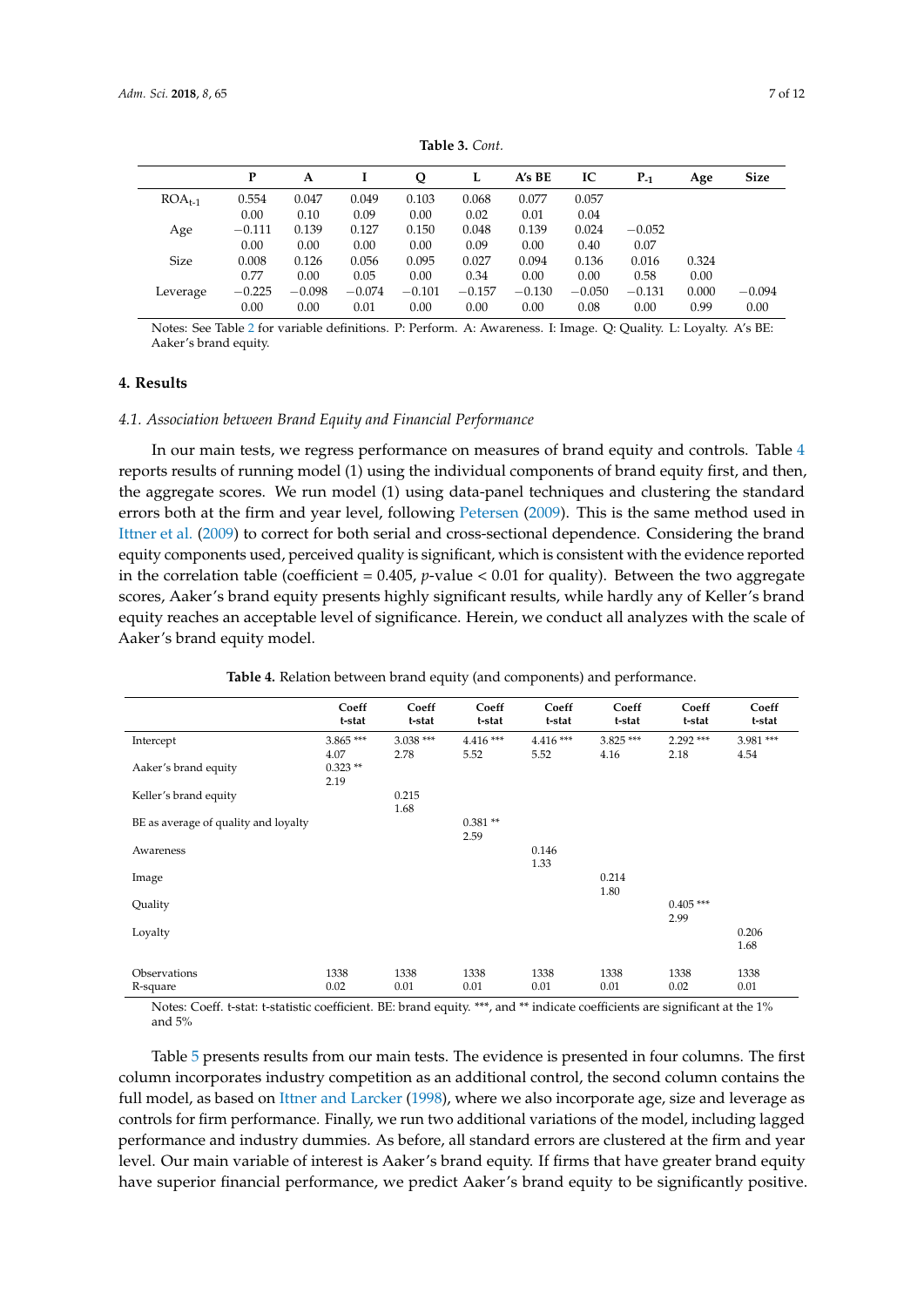**Table 3.** *Cont.*

| | P | A | I | Q | L | A's BE | IC | $P_{-1}$ | Age | Size |
|---|---|---|---|---|---|---|---|---|---|---|
| $ROA_{t-1}$ | 0.554 | 0.047 | 0.049 | 0.103 | 0.068 | 0.077 | 0.057 | | | |
| | 0.00 | 0.10 | 0.09 | 0.00 | 0.02 | 0.01 | 0.04 | | | |
| Age | −0.111 | 0.139 | 0.127 | 0.150 | 0.048 | 0.139 | 0.024 | −0.052 | | |
| | 0.00 | 0.00 | 0.00 | 0.00 | 0.09 | 0.00 | 0.40 | 0.07 | | |
| Size | 0.008 | 0.126 | 0.056 | 0.095 | 0.027 | 0.094 | 0.136 | 0.016 | 0.324 | |
| | 0.77 | 0.00 | 0.05 | 0.00 | 0.34 | 0.00 | 0.00 | 0.58 | 0.00 | |
| Leverage | −0.225 | −0.098 | −0.074 | −0.101 | −0.157 | −0.130 | −0.050 | −0.131 | 0.000 | −0.094 |
| | 0.00 | 0.00 | 0.01 | 0.00 | 0.00 | 0.00 | 0.08 | 0.00 | 0.99 | 0.00 |

Notes: See Table 2 for variable definitions. P: Perform. A: Awareness. I: Image. Q: Quality. L: Loyalty. A's BE: Aaker's brand equity.

## 4. Results

### *4.1. Association between Brand Equity and Financial Performance*

In our main tests, we regress performance on measures of brand equity and controls. Table 4 reports results of running model (1) using the individual components of brand equity first, and then, the aggregate scores. We run model (1) using data-panel techniques and clustering the standard errors both at the firm and year level, following Petersen (2009). This is the same method used in Ittner et al. (2009) to correct for both serial and cross-sectional dependence. Considering the brand equity components used, perceived quality is significant, which is consistent with the evidence reported in the correlation table (coefficient = 0.405, $p$-value < 0.01 for quality). Between the two aggregate scores, Aaker's brand equity presents highly significant results, while hardly any of Keller's brand equity reaches an acceptable level of significance. Herein, we conduct all analyzes with the scale of Aaker's brand equity model.

**Table 4.** Relation between brand equity (and components) and performance.

| | Coeff t-stat | Coeff t-stat | Coeff t-stat | Coeff t-stat | Coeff t-stat | Coeff t-stat | Coeff t-stat |
|---|---|---|---|---|---|---|---|
| Intercept | 3.865 *** | 3.038 *** | 4.416 *** | 4.416 *** | 3.825 *** | 2.292 *** | 3.981 *** |
| | 4.07 | 2.78 | 5.52 | 5.52 | 4.16 | 2.18 | 4.54 |
| Aaker's brand equity | 0.323 ** | | | | | | |
| | 2.19 | | | | | | |
| Keller's brand equity | | 0.215 | | | | | |
| | | 1.68 | | | | | |
| BE as average of quality and loyalty | | | 0.381 ** | | | | |
| | | | 2.59 | | | | |
| Awareness | | | | 0.146 | | | |
| | | | | 1.33 | | | |
| Image | | | | | 0.214 | | |
| | | | | | 1.80 | | |
| Quality | | | | | | 0.405 *** | |
| | | | | | | 2.99 | |
| Loyalty | | | | | | | 0.206 |
| | | | | | | | 1.68 |
| Observations | 1338 | 1338 | 1338 | 1338 | 1338 | 1338 | 1338 |
| R-square | 0.02 | 0.01 | 0.01 | 0.01 | 0.01 | 0.02 | 0.01 |

Notes: Coeff. t-stat: t-statistic coefficient. BE: brand equity. ***, and ** indicate coefficients are significant at the 1% and 5%

Table 5 presents results from our main tests. The evidence is presented in four columns. The first column incorporates industry competition as an additional control, the second column contains the full model, as based on Ittner and Larcker (1998), where we also incorporate age, size and leverage as controls for firm performance. Finally, we run two additional variations of the model, including lagged performance and industry dummies. As before, all standard errors are clustered at the firm and year level. Our main variable of interest is Aaker's brand equity. If firms that have greater brand equity have superior financial performance, we predict Aaker's brand equity to be significantly positive.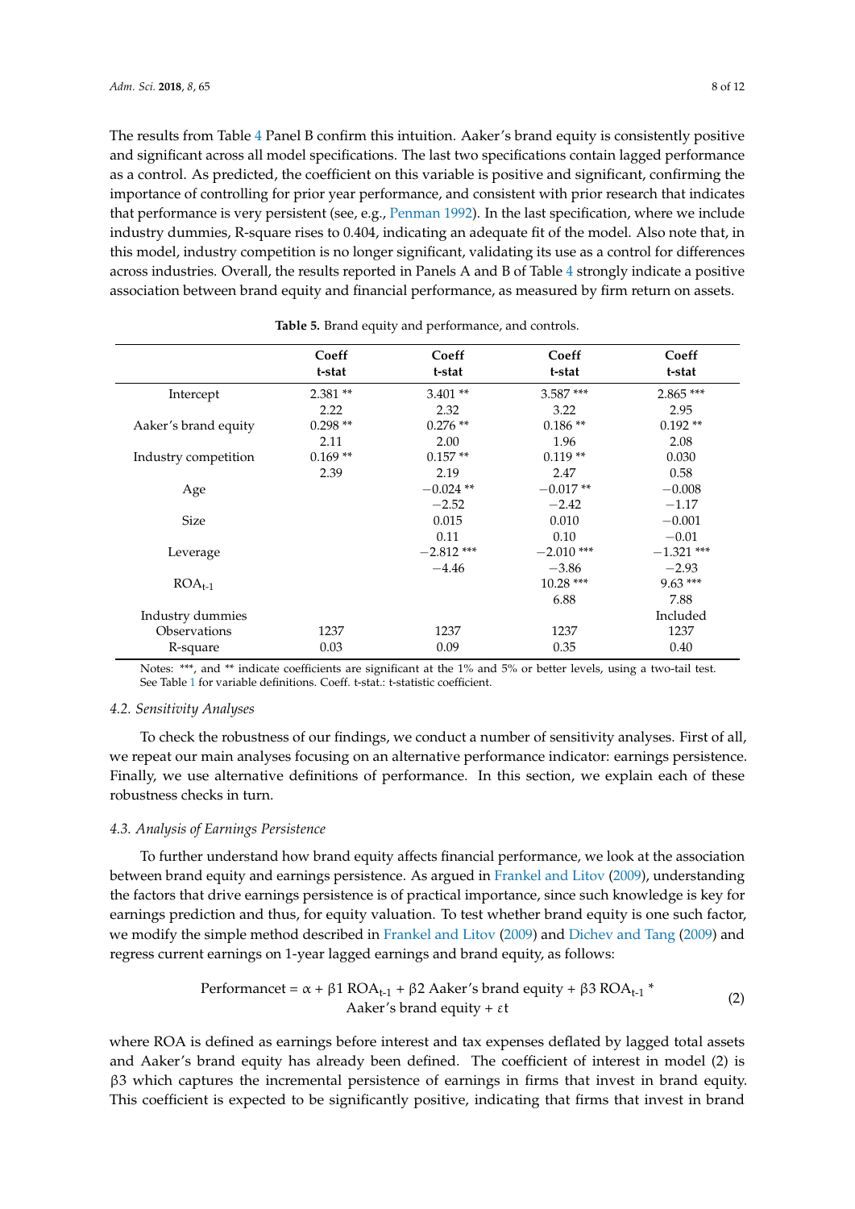The results from Table 4 Panel B confirm this intuition. Aaker's brand equity is consistently positive and significant across all model specifications. The last two specifications contain lagged performance as a control. As predicted, the coefficient on this variable is positive and significant, confirming the importance of controlling for prior year performance, and consistent with prior research that indicates that performance is very persistent (see, e.g., Penman 1992). In the last specification, where we include industry dummies, R-square rises to 0.404, indicating an adequate fit of the model. Also note that, in this model, industry competition is no longer significant, validating its use as a control for differences across industries. Overall, the results reported in Panels A and B of Table 4 strongly indicate a positive association between brand equity and financial performance, as measured by firm return on assets.

**Table 5.** Brand equity and performance, and controls.

| | Coeff t-stat | Coeff t-stat | Coeff t-stat | Coeff t-stat |
|---|---|---|---|---|
| Intercept | 2.381 ** | 3.401 ** | 3.587 *** | 2.865 *** |
| | 2.22 | 2.32 | 3.22 | 2.95 |
| Aaker's brand equity | 0.298 ** | 0.276 ** | 0.186 ** | 0.192 ** |
| | 2.11 | 2.00 | 1.96 | 2.08 |
| Industry competition | 0.169 ** | 0.157 ** | 0.119 ** | 0.030 |
| | 2.39 | 2.19 | 2.47 | 0.58 |
| Age | | −0.024 ** | −0.017 ** | −0.008 |
| | | −2.52 | −2.42 | −1.17 |
| Size | | 0.015 | 0.010 | −0.001 |
| | | 0.11 | 0.10 | −0.01 |
| Leverage | | −2.812 *** | −2.010 *** | −1.321 *** |
| | | −4.46 | −3.86 | −2.93 |
| $ROA_{t-1}$ | | | 10.28 *** | 9.63 *** |
| | | | 6.88 | 7.88 |
| Industry dummies | | | | Included |
| Observations | 1237 | 1237 | 1237 | 1237 |
| R-square | 0.03 | 0.09 | 0.35 | 0.40 |

Notes: ***, and ** indicate coefficients are significant at the 1% and 5% or better levels, using a two-tail test. See Table 1 for variable definitions. Coeff. t-stat.: t-statistic coefficient.

### *4.2. Sensitivity Analyses*

To check the robustness of our findings, we conduct a number of sensitivity analyses. First of all, we repeat our main analyses focusing on an alternative performance indicator: earnings persistence. Finally, we use alternative definitions of performance. In this section, we explain each of these robustness checks in turn.

### *4.3. Analysis of Earnings Persistence*

To further understand how brand equity affects financial performance, we look at the association between brand equity and earnings persistence. As argued in Frankel and Litov (2009), understanding the factors that drive earnings persistence is of practical importance, since such knowledge is key for earnings prediction and thus, for equity valuation. To test whether brand equity is one such factor, we modify the simple method described in Frankel and Litov (2009) and Dichev and Tang (2009) and regress current earnings on 1-year lagged earnings and brand equity, as follows:

$$\text{Performance}t = \alpha + \beta 1\ ROA_{t-1} + \beta 2\ \text{Aaker's brand equity} + \beta 3\ ROA_{t-1} * \text{Aaker's brand equity} + \varepsilon t \tag{2}$$

where ROA is defined as earnings before interest and tax expenses deflated by lagged total assets and Aaker's brand equity has already been defined. The coefficient of interest in model (2) is $\beta 3$ which captures the incremental persistence of earnings in firms that invest in brand equity. This coefficient is expected to be significantly positive, indicating that firms that invest in brand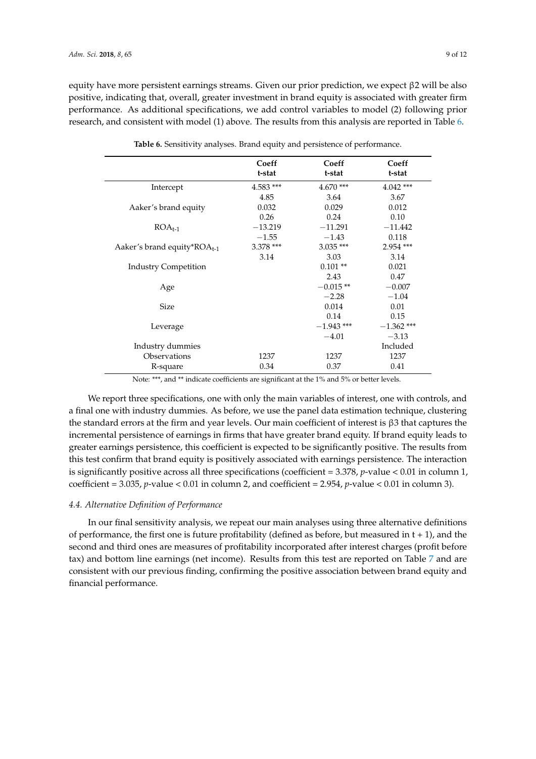equity have more persistent earnings streams. Given our prior prediction, we expect β2 will be also positive, indicating that, overall, greater investment in brand equity is associated with greater firm performance. As additional specifications, we add control variables to model (2) following prior research, and consistent with model (1) above. The results from this analysis are reported in Table 6.

**Table 6.** Sensitivity analyses. Brand equity and persistence of performance.

| | Coeff t-stat | Coeff t-stat | Coeff t-stat |
|---|---|---|---|
| Intercept | 4.583 *** | 4.670 *** | 4.042 *** |
| | 4.85 | 3.64 | 3.67 |
| Aaker's brand equity | 0.032 | 0.029 | 0.012 |
| | 0.26 | 0.24 | 0.10 |
| $ROA_{t-1}$ | −13.219 | −11.291 | −11.442 |
| | −1.55 | −1.43 | 0.118 |
| Aaker's brand equity*$ROA_{t-1}$ | 3.378 *** | 3.035 *** | 2.954 *** |
| | 3.14 | 3.03 | 3.14 |
| Industry Competition | | 0.101 ** | 0.021 |
| | | 2.43 | 0.47 |
| Age | | −0.015 ** | −0.007 |
| | | −2.28 | −1.04 |
| Size | | 0.014 | 0.01 |
| | | 0.14 | 0.15 |
| Leverage | | −1.943 *** | −1.362 *** |
| | | −4.01 | −3.13 |
| Industry dummies | | | Included |
| Observations | 1237 | 1237 | 1237 |
| R-square | 0.34 | 0.37 | 0.41 |

Note: ***, and ** indicate coefficients are significant at the 1% and 5% or better levels.

We report three specifications, one with only the main variables of interest, one with controls, and a final one with industry dummies. As before, we use the panel data estimation technique, clustering the standard errors at the firm and year levels. Our main coefficient of interest is β3 that captures the incremental persistence of earnings in firms that have greater brand equity. If brand equity leads to greater earnings persistence, this coefficient is expected to be significantly positive. The results from this test confirm that brand equity is positively associated with earnings persistence. The interaction is significantly positive across all three specifications (coefficient = 3.378, $p$-value < 0.01 in column 1, coefficient = 3.035, $p$-value < 0.01 in column 2, and coefficient = 2.954, $p$-value < 0.01 in column 3).

### *4.4. Alternative Definition of Performance*

In our final sensitivity analysis, we repeat our main analyses using three alternative definitions of performance, the first one is future profitability (defined as before, but measured in t + 1), and the second and third ones are measures of profitability incorporated after interest charges (profit before tax) and bottom line earnings (net income). Results from this test are reported on Table 7 and are consistent with our previous finding, confirming the positive association between brand equity and financial performance.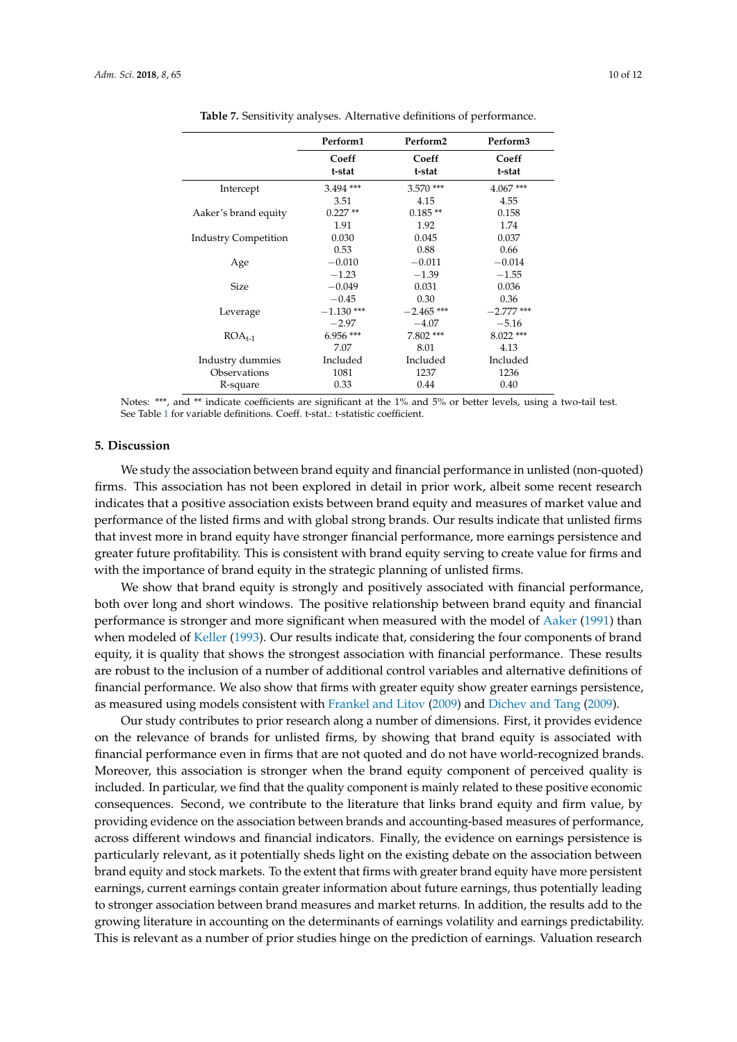**Table 7.** Sensitivity analyses. Alternative definitions of performance.

| | Perform1 | Perform2 | Perform3 |
|---|---|---|---|
| | Coeff t-stat | Coeff t-stat | Coeff t-stat |
| Intercept | 3.494 *** | 3.570 *** | 4.067 *** |
| | 3.51 | 4.15 | 4.55 |
| Aaker's brand equity | 0.227 ** | 0.185 ** | 0.158 |
| | 1.91 | 1.92 | 1.74 |
| Industry Competition | 0.030 | 0.045 | 0.037 |
| | 0.53 | 0.88 | 0.66 |
| Age | −0.010 | −0.011 | −0.014 |
| | −1.23 | −1.39 | −1.55 |
| Size | −0.049 | 0.031 | 0.036 |
| | −0.45 | 0.30 | 0.36 |
| Leverage | −1.130 *** | −2.465 *** | −2.777 *** |
| | −2.97 | −4.07 | −5.16 |
| $ROA_{t-1}$ | 6.956 *** | 7.802 *** | 8.022 *** |
| | 7.07 | 8.01 | 4.13 |
| Industry dummies | Included | Included | Included |
| Observations | 1081 | 1237 | 1236 |
| R-square | 0.33 | 0.44 | 0.40 |

Notes: ***, and ** indicate coefficients are significant at the 1% and 5% or better levels, using a two-tail test. See Table 1 for variable definitions. Coeff. t-stat.: t-statistic coefficient.

## 5. Discussion

We study the association between brand equity and financial performance in unlisted (non-quoted) firms. This association has not been explored in detail in prior work, albeit some recent research indicates that a positive association exists between brand equity and measures of market value and performance of the listed firms and with global strong brands. Our results indicate that unlisted firms that invest more in brand equity have stronger financial performance, more earnings persistence and greater future profitability. This is consistent with brand equity serving to create value for firms and with the importance of brand equity in the strategic planning of unlisted firms.

We show that brand equity is strongly and positively associated with financial performance, both over long and short windows. The positive relationship between brand equity and financial performance is stronger and more significant when measured with the model of Aaker (1991) than when modeled of Keller (1993). Our results indicate that, considering the four components of brand equity, it is quality that shows the strongest association with financial performance. These results are robust to the inclusion of a number of additional control variables and alternative definitions of financial performance. We also show that firms with greater equity show greater earnings persistence, as measured using models consistent with Frankel and Litov (2009) and Dichev and Tang (2009).

Our study contributes to prior research along a number of dimensions. First, it provides evidence on the relevance of brands for unlisted firms, by showing that brand equity is associated with financial performance even in firms that are not quoted and do not have world-recognized brands. Moreover, this association is stronger when the brand equity component of perceived quality is included. In particular, we find that the quality component is mainly related to these positive economic consequences. Second, we contribute to the literature that links brand equity and firm value, by providing evidence on the association between brands and accounting-based measures of performance, across different windows and financial indicators. Finally, the evidence on earnings persistence is particularly relevant, as it potentially sheds light on the existing debate on the association between brand equity and stock markets. To the extent that firms with greater brand equity have more persistent earnings, current earnings contain greater information about future earnings, thus potentially leading to stronger association between brand measures and market returns. In addition, the results add to the growing literature in accounting on the determinants of earnings volatility and earnings predictability. This is relevant as a number of prior studies hinge on the prediction of earnings. Valuation research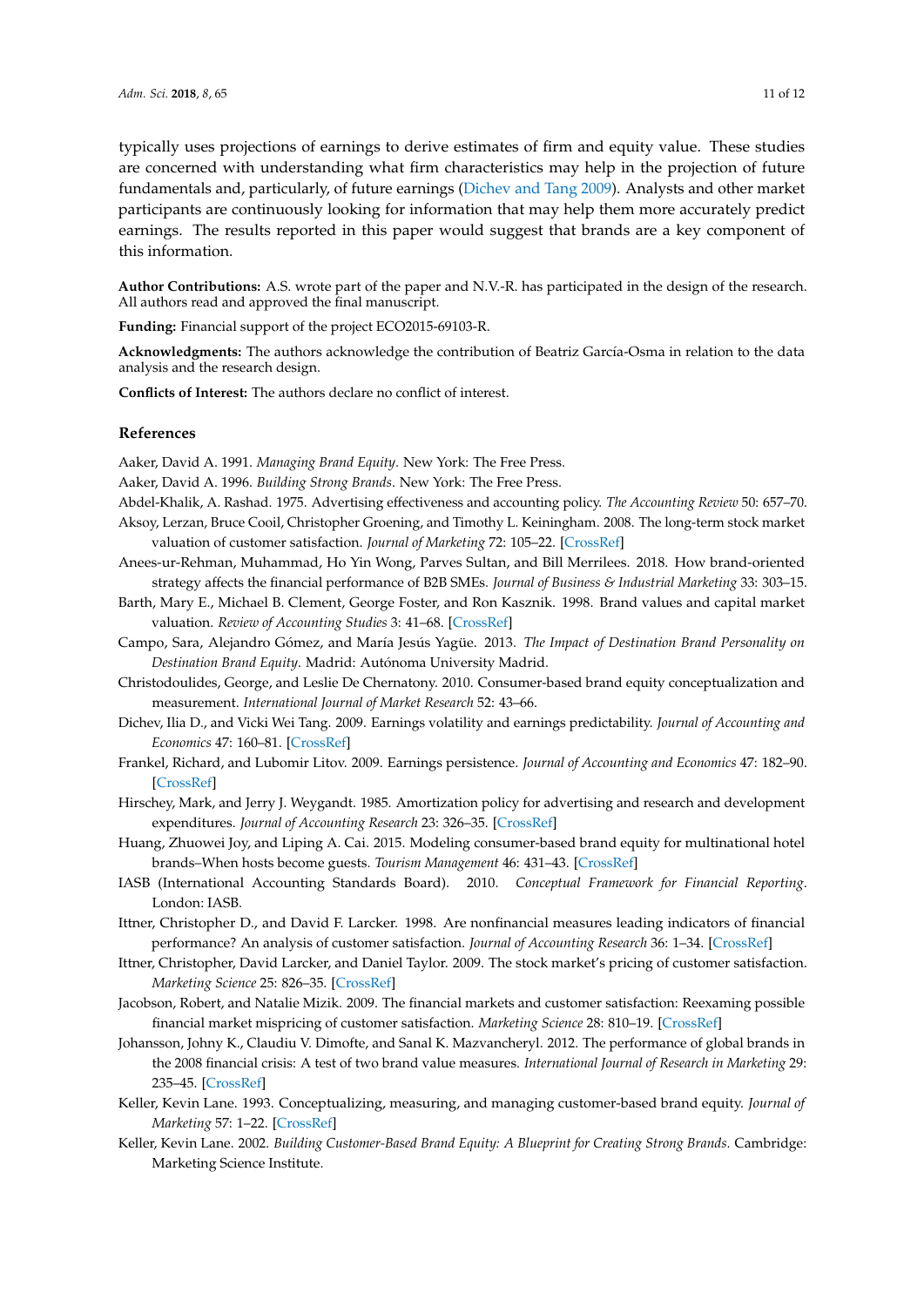typically uses projections of earnings to derive estimates of firm and equity value. These studies are concerned with understanding what firm characteristics may help in the projection of future fundamentals and, particularly, of future earnings (Dichev and Tang 2009). Analysts and other market participants are continuously looking for information that may help them more accurately predict earnings. The results reported in this paper would suggest that brands are a key component of this information.

**Author Contributions:** A.S. wrote part of the paper and N.V.-R. has participated in the design of the research. All authors read and approved the final manuscript.

**Funding:** Financial support of the project ECO2015-69103-R.

**Acknowledgments:** The authors acknowledge the contribution of Beatriz García-Osma in relation to the data analysis and the research design.

**Conflicts of Interest:** The authors declare no conflict of interest.

## References

Aaker, David A. 1991. *Managing Brand Equity*. New York: The Free Press.

Aaker, David A. 1996. *Building Strong Brands*. New York: The Free Press.

Abdel-Khalik, A. Rashad. 1975. Advertising effectiveness and accounting policy. *The Accounting Review* 50: 657–70.

Aksoy, Lerzan, Bruce Cooil, Christopher Groening, and Timothy L. Keiningham. 2008. The long-term stock market valuation of customer satisfaction. *Journal of Marketing* 72: 105–22. [CrossRef]

Anees-ur-Rehman, Muhammad, Ho Yin Wong, Parves Sultan, and Bill Merrilees. 2018. How brand-oriented strategy affects the financial performance of B2B SMEs. *Journal of Business & Industrial Marketing* 33: 303–15.

Barth, Mary E., Michael B. Clement, George Foster, and Ron Kasznik. 1998. Brand values and capital market valuation. *Review of Accounting Studies* 3: 41–68. [CrossRef]

Campo, Sara, Alejandro Gómez, and María Jesús Yagüe. 2013. *The Impact of Destination Brand Personality on Destination Brand Equity*. Madrid: Autónoma University Madrid.

Christodoulides, George, and Leslie De Chernatony. 2010. Consumer-based brand equity conceptualization and measurement. *International Journal of Market Research* 52: 43–66.

Dichev, Ilia D., and Vicki Wei Tang. 2009. Earnings volatility and earnings predictability. *Journal of Accounting and Economics* 47: 160–81. [CrossRef]

Frankel, Richard, and Lubomir Litov. 2009. Earnings persistence. *Journal of Accounting and Economics* 47: 182–90. [CrossRef]

Hirschey, Mark, and Jerry J. Weygandt. 1985. Amortization policy for advertising and research and development expenditures. *Journal of Accounting Research* 23: 326–35. [CrossRef]

Huang, Zhuowei Joy, and Liping A. Cai. 2015. Modeling consumer-based brand equity for multinational hotel brands–When hosts become guests. *Tourism Management* 46: 431–43. [CrossRef]

IASB (International Accounting Standards Board). 2010. *Conceptual Framework for Financial Reporting*. London: IASB.

Ittner, Christopher D., and David F. Larcker. 1998. Are nonfinancial measures leading indicators of financial performance? An analysis of customer satisfaction. *Journal of Accounting Research* 36: 1–34. [CrossRef]

Ittner, Christopher, David Larcker, and Daniel Taylor. 2009. The stock market's pricing of customer satisfaction. *Marketing Science* 25: 826–35. [CrossRef]

Jacobson, Robert, and Natalie Mizik. 2009. The financial markets and customer satisfaction: Reexaming possible financial market mispricing of customer satisfaction. *Marketing Science* 28: 810–19. [CrossRef]

Johansson, Johny K., Claudiu V. Dimofte, and Sanal K. Mazvancheryl. 2012. The performance of global brands in the 2008 financial crisis: A test of two brand value measures. *International Journal of Research in Marketing* 29: 235–45. [CrossRef]

Keller, Kevin Lane. 1993. Conceptualizing, measuring, and managing customer-based brand equity. *Journal of Marketing* 57: 1–22. [CrossRef]

Keller, Kevin Lane. 2002. *Building Customer-Based Brand Equity: A Blueprint for Creating Strong Brands*. Cambridge: Marketing Science Institute.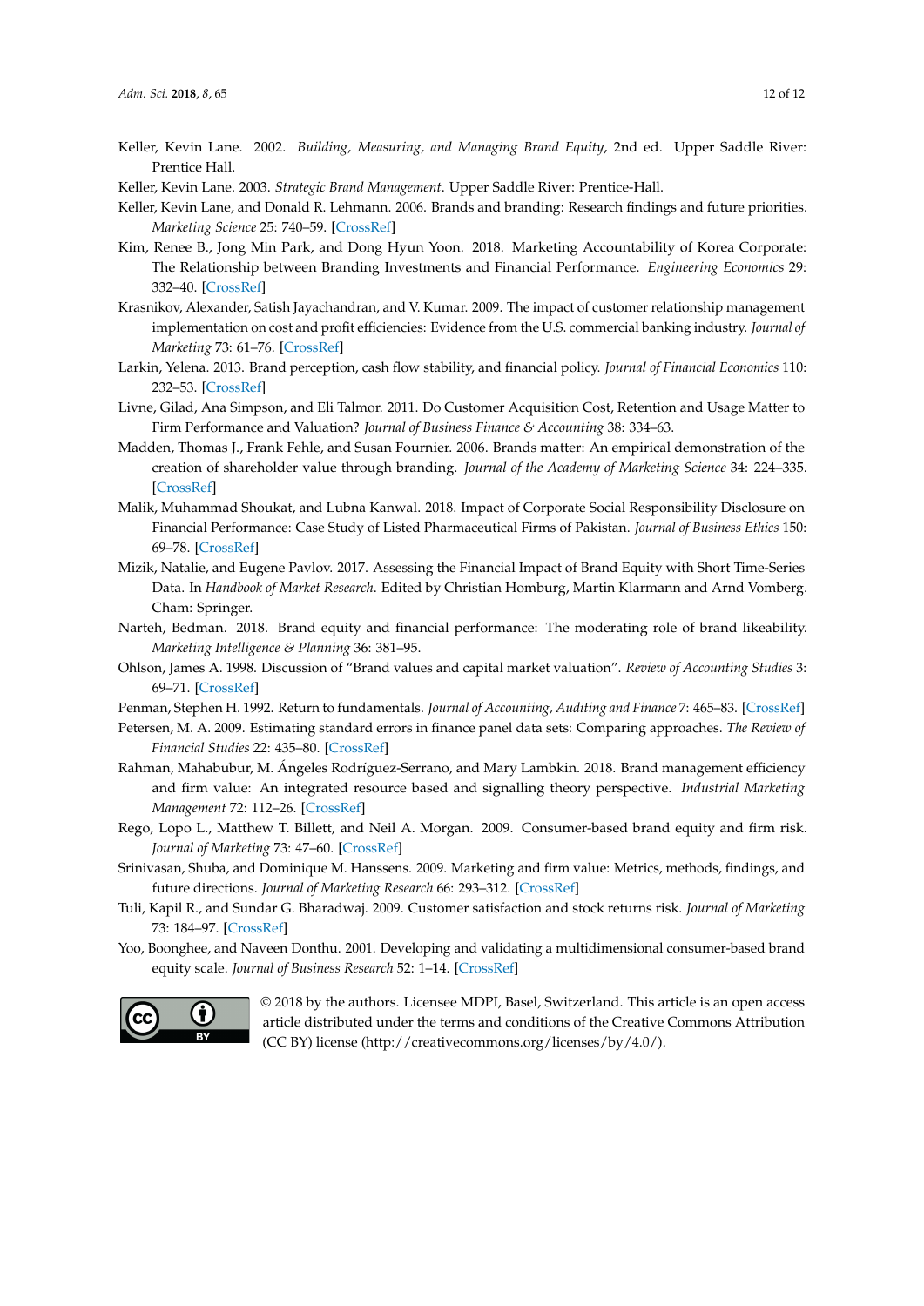Keller, Kevin Lane. 2002. *Building, Measuring, and Managing Brand Equity*, 2nd ed. Upper Saddle River: Prentice Hall.

Keller, Kevin Lane. 2003. *Strategic Brand Management*. Upper Saddle River: Prentice-Hall.

Keller, Kevin Lane, and Donald R. Lehmann. 2006. Brands and branding: Research findings and future priorities. *Marketing Science* 25: 740–59. [CrossRef]

Kim, Renee B., Jong Min Park, and Dong Hyun Yoon. 2018. Marketing Accountability of Korea Corporate: The Relationship between Branding Investments and Financial Performance. *Engineering Economics* 29: 332–40. [CrossRef]

Krasnikov, Alexander, Satish Jayachandran, and V. Kumar. 2009. The impact of customer relationship management implementation on cost and profit efficiencies: Evidence from the U.S. commercial banking industry. *Journal of Marketing* 73: 61–76. [CrossRef]

Larkin, Yelena. 2013. Brand perception, cash flow stability, and financial policy. *Journal of Financial Economics* 110: 232–53. [CrossRef]

Livne, Gilad, Ana Simpson, and Eli Talmor. 2011. Do Customer Acquisition Cost, Retention and Usage Matter to Firm Performance and Valuation? *Journal of Business Finance & Accounting* 38: 334–63.

Madden, Thomas J., Frank Fehle, and Susan Fournier. 2006. Brands matter: An empirical demonstration of the creation of shareholder value through branding. *Journal of the Academy of Marketing Science* 34: 224–335. [CrossRef]

Malik, Muhammad Shoukat, and Lubna Kanwal. 2018. Impact of Corporate Social Responsibility Disclosure on Financial Performance: Case Study of Listed Pharmaceutical Firms of Pakistan. *Journal of Business Ethics* 150: 69–78. [CrossRef]

Mizik, Natalie, and Eugene Pavlov. 2017. Assessing the Financial Impact of Brand Equity with Short Time-Series Data. In *Handbook of Market Research*. Edited by Christian Homburg, Martin Klarmann and Arnd Vomberg. Cham: Springer.

Narteh, Bedman. 2018. Brand equity and financial performance: The moderating role of brand likeability. *Marketing Intelligence & Planning* 36: 381–95.

Ohlson, James A. 1998. Discussion of "Brand values and capital market valuation". *Review of Accounting Studies* 3: 69–71. [CrossRef]

Penman, Stephen H. 1992. Return to fundamentals. *Journal of Accounting, Auditing and Finance* 7: 465–83. [CrossRef]

Petersen, M. A. 2009. Estimating standard errors in finance panel data sets: Comparing approaches. *The Review of Financial Studies* 22: 435–80. [CrossRef]

Rahman, Mahabubur, M. Ángeles Rodríguez-Serrano, and Mary Lambkin. 2018. Brand management efficiency and firm value: An integrated resource based and signalling theory perspective. *Industrial Marketing Management* 72: 112–26. [CrossRef]

Rego, Lopo L., Matthew T. Billett, and Neil A. Morgan. 2009. Consumer-based brand equity and firm risk. *Journal of Marketing* 73: 47–60. [CrossRef]

Srinivasan, Shuba, and Dominique M. Hanssens. 2009. Marketing and firm value: Metrics, methods, findings, and future directions. *Journal of Marketing Research* 66: 293–312. [CrossRef]

Tuli, Kapil R., and Sundar G. Bharadwaj. 2009. Customer satisfaction and stock returns risk. *Journal of Marketing* 73: 184–97. [CrossRef]

Yoo, Boonghee, and Naveen Donthu. 2001. Developing and validating a multidimensional consumer-based brand equity scale. *Journal of Business Research* 52: 1–14. [CrossRef]

© 2018 by the authors. Licensee MDPI, Basel, Switzerland. This article is an open access article distributed under the terms and conditions of the Creative Commons Attribution (CC BY) license (http://creativecommons.org/licenses/by/4.0/).